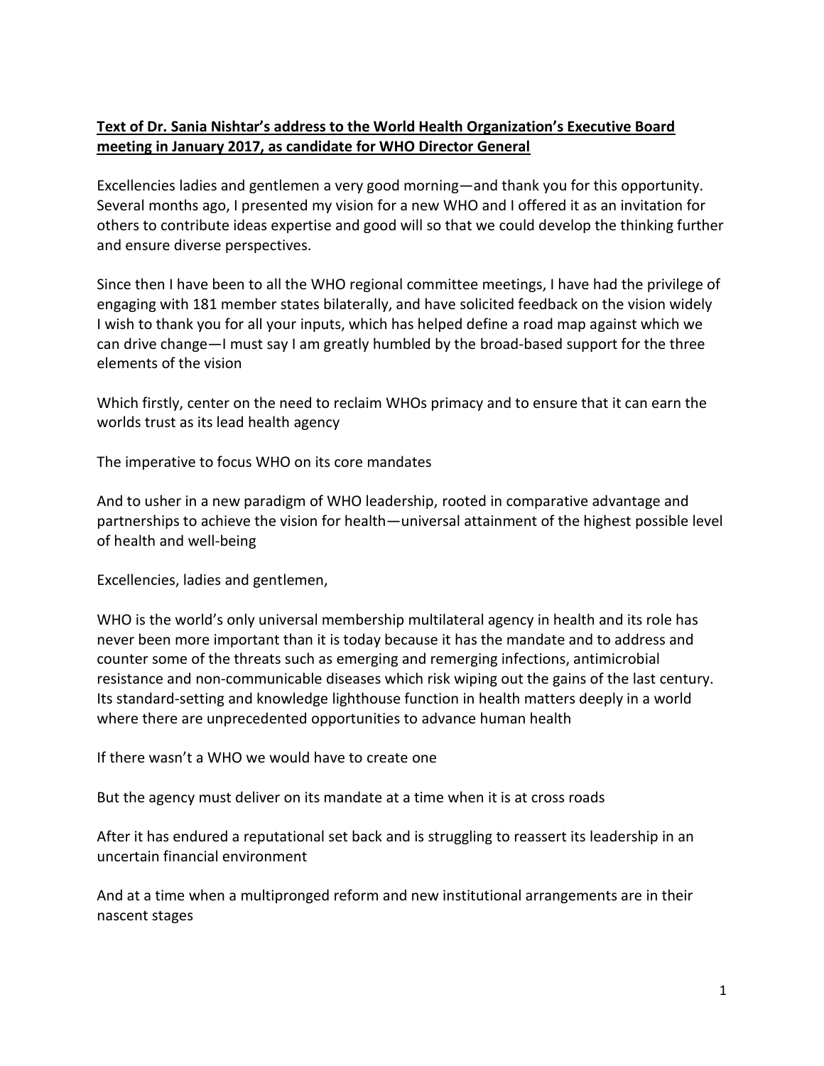**Text of Dr. Sania Nishtar's address to the World Health Organization's Executive Board meeting in January 2017, as candidate for WHO Director General**

Excellencies ladies and gentlemen a very good morning—and thank you for this opportunity. Several months ago, I presented my vision for a new WHO and I offered it as an invitation for others to contribute ideas expertise and good will so that we could develop the thinking further and ensure diverse perspectives.

Since then I have been to all the WHO regional committee meetings, I have had the privilege of engaging with 181 member states bilaterally, and have solicited feedback on the vision widely I wish to thank you for all your inputs, which has helped define a road map against which we can drive change—I must say I am greatly humbled by the broad-based support for the three elements of the vision

Which firstly, center on the need to reclaim WHOs primacy and to ensure that it can earn the worlds trust as its lead health agency

The imperative to focus WHO on its core mandates

And to usher in a new paradigm of WHO leadership, rooted in comparative advantage and partnerships to achieve the vision for health—universal attainment of the highest possible level of health and well-being

Excellencies, ladies and gentlemen,

WHO is the world's only universal membership multilateral agency in health and its role has never been more important than it is today because it has the mandate and to address and counter some of the threats such as emerging and remerging infections, antimicrobial resistance and non-communicable diseases which risk wiping out the gains of the last century. Its standard-setting and knowledge lighthouse function in health matters deeply in a world where there are unprecedented opportunities to advance human health

If there wasn't a WHO we would have to create one

But the agency must deliver on its mandate at a time when it is at cross roads

After it has endured a reputational set back and is struggling to reassert its leadership in an uncertain financial environment

And at a time when a multipronged reform and new institutional arrangements are in their nascent stages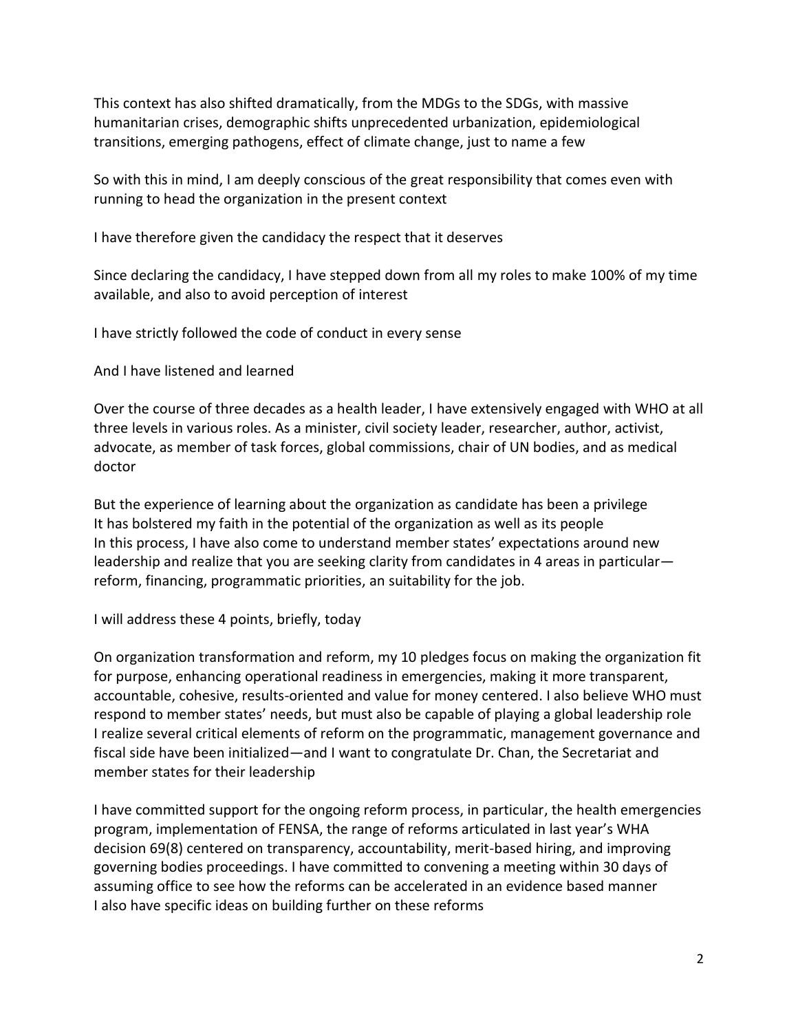This context has also shifted dramatically, from the MDGs to the SDGs, with massive humanitarian crises, demographic shifts unprecedented urbanization, epidemiological transitions, emerging pathogens, effect of climate change, just to name a few

So with this in mind, I am deeply conscious of the great responsibility that comes even with running to head the organization in the present context

I have therefore given the candidacy the respect that it deserves

Since declaring the candidacy, I have stepped down from all my roles to make 100% of my time available, and also to avoid perception of interest

I have strictly followed the code of conduct in every sense

And I have listened and learned

Over the course of three decades as a health leader, I have extensively engaged with WHO at all three levels in various roles. As a minister, civil society leader, researcher, author, activist, advocate, as member of task forces, global commissions, chair of UN bodies, and as medical doctor

But the experience of learning about the organization as candidate has been a privilege
It has bolstered my faith in the potential of the organization as well as its people
In this process, I have also come to understand member states' expectations around new leadership and realize that you are seeking clarity from candidates in 4 areas in particular—reform, financing, programmatic priorities, an suitability for the job.

I will address these 4 points, briefly, today

On organization transformation and reform, my 10 pledges focus on making the organization fit for purpose, enhancing operational readiness in emergencies, making it more transparent, accountable, cohesive, results-oriented and value for money centered. I also believe WHO must respond to member states' needs, but must also be capable of playing a global leadership role
I realize several critical elements of reform on the programmatic, management governance and fiscal side have been initialized—and I want to congratulate Dr. Chan, the Secretariat and member states for their leadership

I have committed support for the ongoing reform process, in particular, the health emergencies program, implementation of FENSA, the range of reforms articulated in last year's WHA decision 69(8) centered on transparency, accountability, merit-based hiring, and improving governing bodies proceedings. I have committed to convening a meeting within 30 days of assuming office to see how the reforms can be accelerated in an evidence based manner
I also have specific ideas on building further on these reforms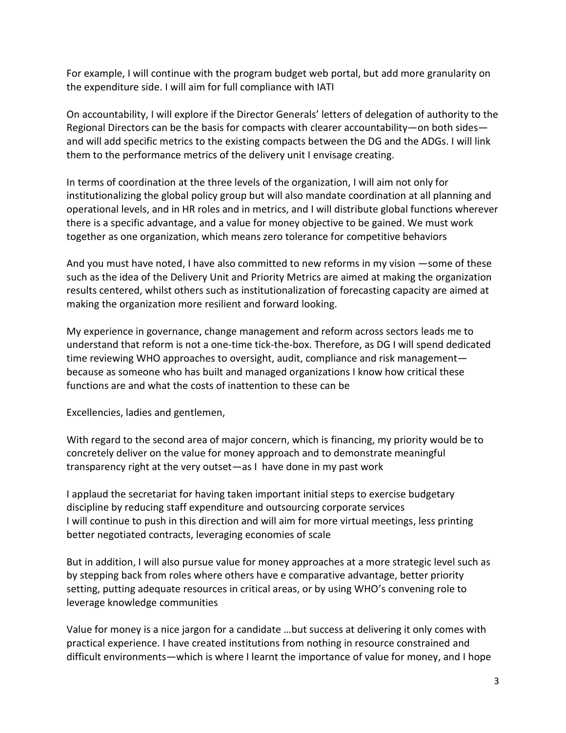For example, I will continue with the program budget web portal, but add more granularity on the expenditure side. I will aim for full compliance with IATI

On accountability, I will explore if the Director Generals' letters of delegation of authority to the Regional Directors can be the basis for compacts with clearer accountability—on both sides—and will add specific metrics to the existing compacts between the DG and the ADGs. I will link them to the performance metrics of the delivery unit I envisage creating.

In terms of coordination at the three levels of the organization, I will aim not only for institutionalizing the global policy group but will also mandate coordination at all planning and operational levels, and in HR roles and in metrics, and I will distribute global functions wherever there is a specific advantage, and a value for money objective to be gained. We must work together as one organization, which means zero tolerance for competitive behaviors

And you must have noted, I have also committed to new reforms in my vision —some of these such as the idea of the Delivery Unit and Priority Metrics are aimed at making the organization results centered, whilst others such as institutionalization of forecasting capacity are aimed at making the organization more resilient and forward looking.

My experience in governance, change management and reform across sectors leads me to understand that reform is not a one-time tick-the-box. Therefore, as DG I will spend dedicated time reviewing WHO approaches to oversight, audit, compliance and risk management—because as someone who has built and managed organizations I know how critical these functions are and what the costs of inattention to these can be

Excellencies, ladies and gentlemen,

With regard to the second area of major concern, which is financing, my priority would be to concretely deliver on the value for money approach and to demonstrate meaningful transparency right at the very outset—as I have done in my past work

I applaud the secretariat for having taken important initial steps to exercise budgetary discipline by reducing staff expenditure and outsourcing corporate services
I will continue to push in this direction and will aim for more virtual meetings, less printing better negotiated contracts, leveraging economies of scale

But in addition, I will also pursue value for money approaches at a more strategic level such as by stepping back from roles where others have e comparative advantage, better priority setting, putting adequate resources in critical areas, or by using WHO's convening role to leverage knowledge communities

Value for money is a nice jargon for a candidate …but success at delivering it only comes with practical experience. I have created institutions from nothing in resource constrained and difficult environments—which is where I learnt the importance of value for money, and I hope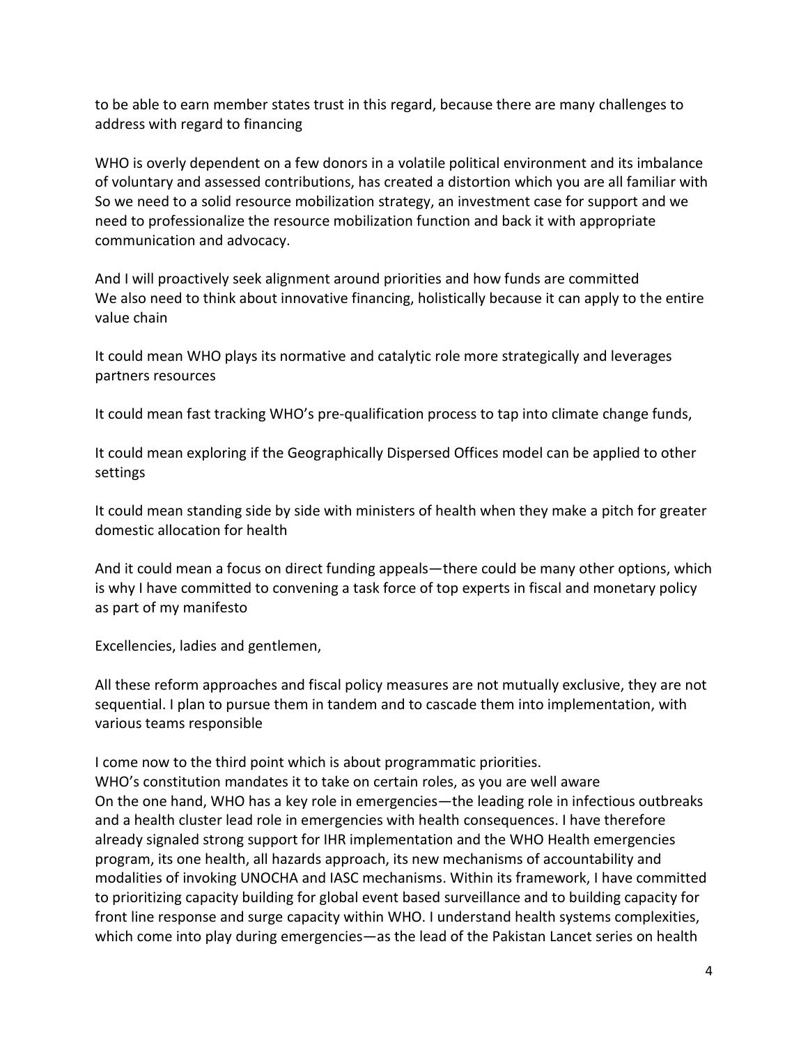to be able to earn member states trust in this regard, because there are many challenges to address with regard to financing

WHO is overly dependent on a few donors in a volatile political environment and its imbalance of voluntary and assessed contributions, has created a distortion which you are all familiar with So we need to a solid resource mobilization strategy, an investment case for support and we need to professionalize the resource mobilization function and back it with appropriate communication and advocacy.

And I will proactively seek alignment around priorities and how funds are committed
We also need to think about innovative financing, holistically because it can apply to the entire value chain

It could mean WHO plays its normative and catalytic role more strategically and leverages partners resources

It could mean fast tracking WHO's pre-qualification process to tap into climate change funds,

It could mean exploring if the Geographically Dispersed Offices model can be applied to other settings

It could mean standing side by side with ministers of health when they make a pitch for greater domestic allocation for health

And it could mean a focus on direct funding appeals—there could be many other options, which is why I have committed to convening a task force of top experts in fiscal and monetary policy as part of my manifesto

Excellencies, ladies and gentlemen,

All these reform approaches and fiscal policy measures are not mutually exclusive, they are not sequential. I plan to pursue them in tandem and to cascade them into implementation, with various teams responsible

I come now to the third point which is about programmatic priorities.
WHO's constitution mandates it to take on certain roles, as you are well aware
On the one hand, WHO has a key role in emergencies—the leading role in infectious outbreaks and a health cluster lead role in emergencies with health consequences. I have therefore already signaled strong support for IHR implementation and the WHO Health emergencies program, its one health, all hazards approach, its new mechanisms of accountability and modalities of invoking UNOCHA and IASC mechanisms. Within its framework, I have committed to prioritizing capacity building for global event based surveillance and to building capacity for front line response and surge capacity within WHO. I understand health systems complexities, which come into play during emergencies—as the lead of the Pakistan Lancet series on health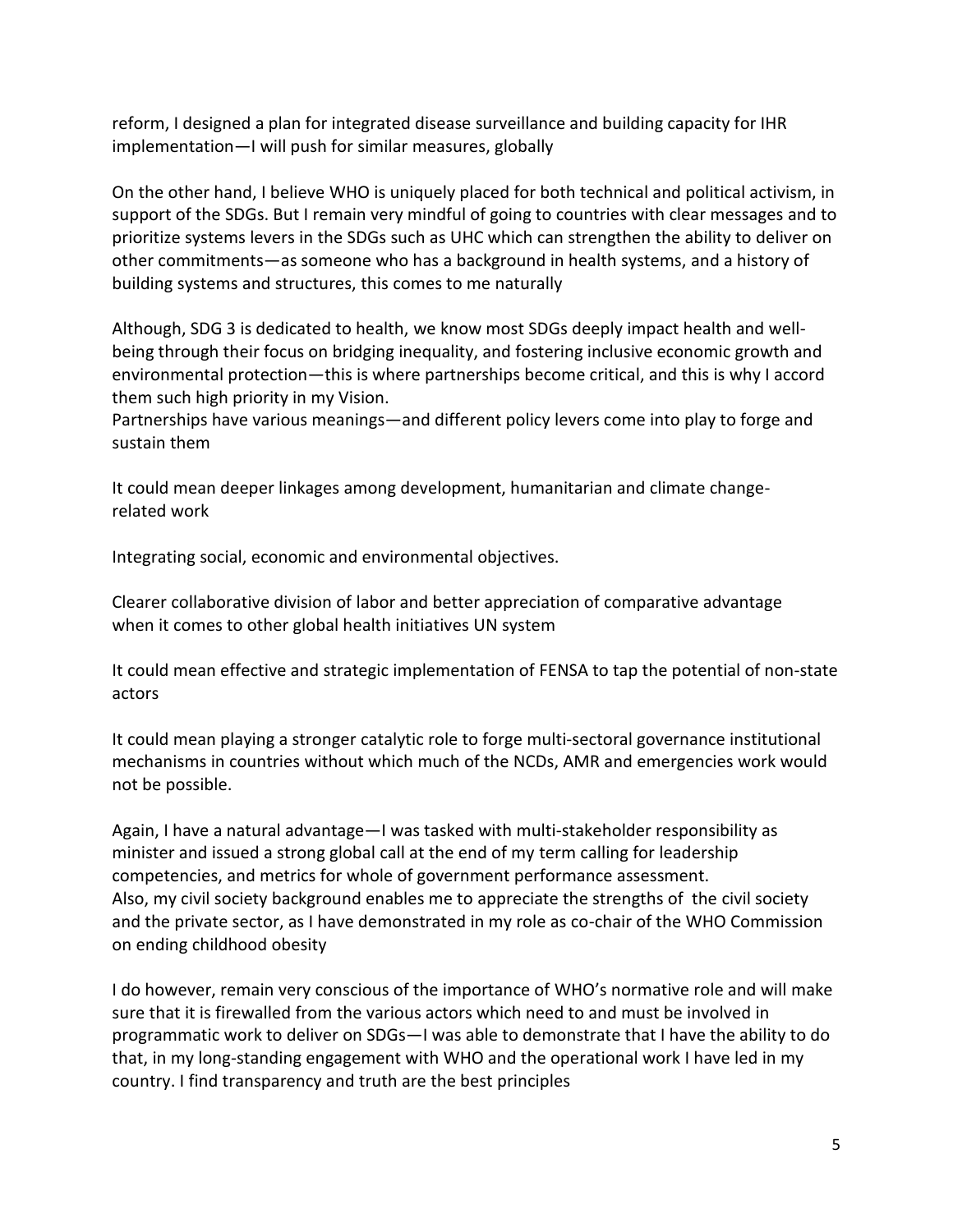reform, I designed a plan for integrated disease surveillance and building capacity for IHR implementation—I will push for similar measures, globally

On the other hand, I believe WHO is uniquely placed for both technical and political activism, in support of the SDGs. But I remain very mindful of going to countries with clear messages and to prioritize systems levers in the SDGs such as UHC which can strengthen the ability to deliver on other commitments—as someone who has a background in health systems, and a history of building systems and structures, this comes to me naturally

Although, SDG 3 is dedicated to health, we know most SDGs deeply impact health and well-being through their focus on bridging inequality, and fostering inclusive economic growth and environmental protection—this is where partnerships become critical, and this is why I accord them such high priority in my Vision.
Partnerships have various meanings—and different policy levers come into play to forge and sustain them

It could mean deeper linkages among development, humanitarian and climate change-related work

Integrating social, economic and environmental objectives.

Clearer collaborative division of labor and better appreciation of comparative advantage when it comes to other global health initiatives UN system

It could mean effective and strategic implementation of FENSA to tap the potential of non-state actors

It could mean playing a stronger catalytic role to forge multi-sectoral governance institutional mechanisms in countries without which much of the NCDs, AMR and emergencies work would not be possible.

Again, I have a natural advantage—I was tasked with multi-stakeholder responsibility as minister and issued a strong global call at the end of my term calling for leadership competencies, and metrics for whole of government performance assessment.
Also, my civil society background enables me to appreciate the strengths of the civil society and the private sector, as I have demonstrated in my role as co-chair of the WHO Commission on ending childhood obesity

I do however, remain very conscious of the importance of WHO's normative role and will make sure that it is firewalled from the various actors which need to and must be involved in programmatic work to deliver on SDGs—I was able to demonstrate that I have the ability to do that, in my long-standing engagement with WHO and the operational work I have led in my country. I find transparency and truth are the best principles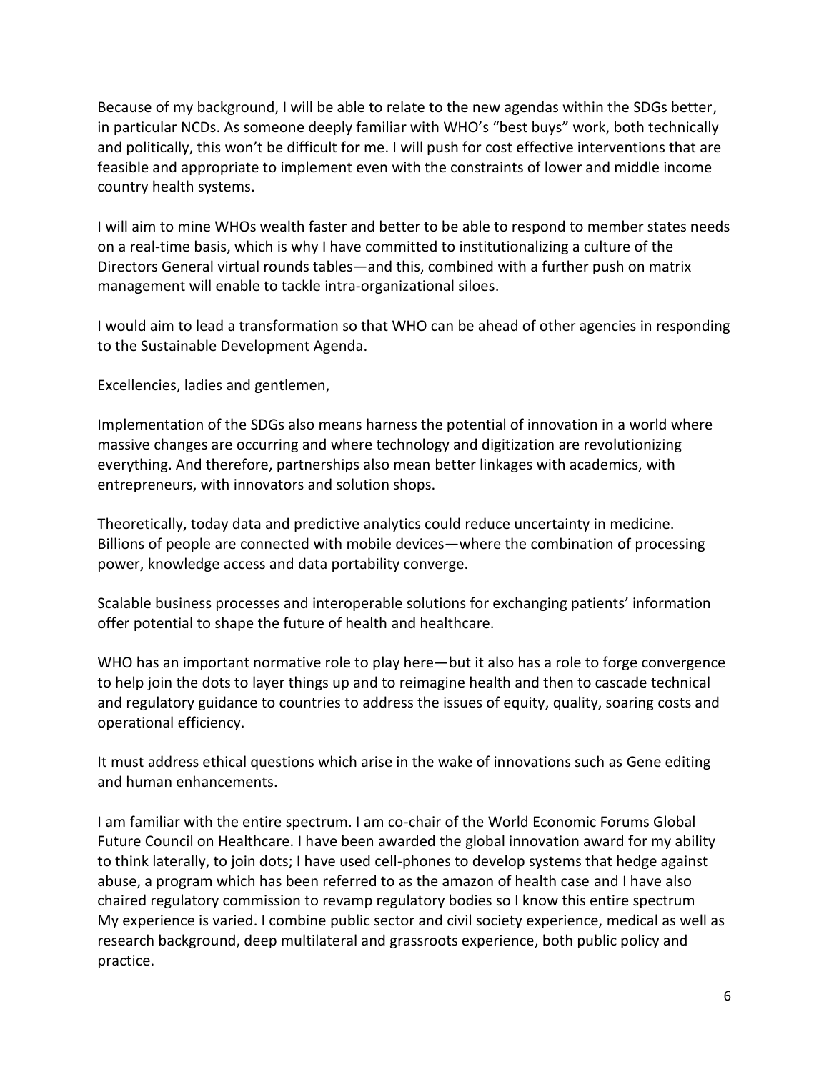Because of my background, I will be able to relate to the new agendas within the SDGs better, in particular NCDs. As someone deeply familiar with WHO's "best buys" work, both technically and politically, this won't be difficult for me. I will push for cost effective interventions that are feasible and appropriate to implement even with the constraints of lower and middle income country health systems.

I will aim to mine WHOs wealth faster and better to be able to respond to member states needs on a real-time basis, which is why I have committed to institutionalizing a culture of the Directors General virtual rounds tables—and this, combined with a further push on matrix management will enable to tackle intra-organizational siloes.

I would aim to lead a transformation so that WHO can be ahead of other agencies in responding to the Sustainable Development Agenda.

Excellencies, ladies and gentlemen,

Implementation of the SDGs also means harness the potential of innovation in a world where massive changes are occurring and where technology and digitization are revolutionizing everything. And therefore, partnerships also mean better linkages with academics, with entrepreneurs, with innovators and solution shops.

Theoretically, today data and predictive analytics could reduce uncertainty in medicine. Billions of people are connected with mobile devices—where the combination of processing power, knowledge access and data portability converge.

Scalable business processes and interoperable solutions for exchanging patients' information offer potential to shape the future of health and healthcare.

WHO has an important normative role to play here—but it also has a role to forge convergence to help join the dots to layer things up and to reimagine health and then to cascade technical and regulatory guidance to countries to address the issues of equity, quality, soaring costs and operational efficiency.

It must address ethical questions which arise in the wake of innovations such as Gene editing and human enhancements.

I am familiar with the entire spectrum. I am co-chair of the World Economic Forums Global Future Council on Healthcare. I have been awarded the global innovation award for my ability to think laterally, to join dots; I have used cell-phones to develop systems that hedge against abuse, a program which has been referred to as the amazon of health case and I have also chaired regulatory commission to revamp regulatory bodies so I know this entire spectrum
My experience is varied. I combine public sector and civil society experience, medical as well as research background, deep multilateral and grassroots experience, both public policy and practice.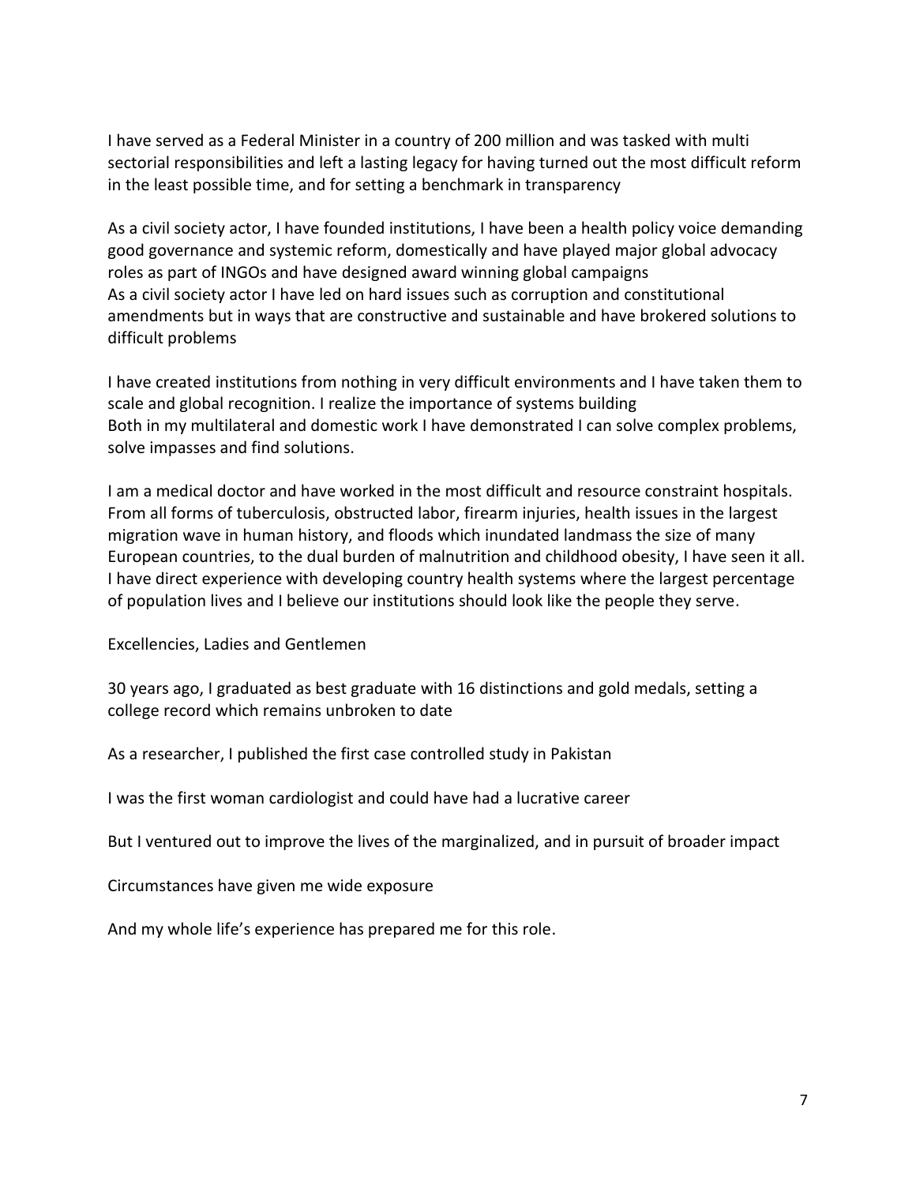I have served as a Federal Minister in a country of 200 million and was tasked with multi sectorial responsibilities and left a lasting legacy for having turned out the most difficult reform in the least possible time, and for setting a benchmark in transparency

As a civil society actor, I have founded institutions, I have been a health policy voice demanding good governance and systemic reform, domestically and have played major global advocacy roles as part of INGOs and have designed award winning global campaigns
As a civil society actor I have led on hard issues such as corruption and constitutional amendments but in ways that are constructive and sustainable and have brokered solutions to difficult problems

I have created institutions from nothing in very difficult environments and I have taken them to scale and global recognition. I realize the importance of systems building
Both in my multilateral and domestic work I have demonstrated I can solve complex problems, solve impasses and find solutions.

I am a medical doctor and have worked in the most difficult and resource constraint hospitals. From all forms of tuberculosis, obstructed labor, firearm injuries, health issues in the largest migration wave in human history, and floods which inundated landmass the size of many European countries, to the dual burden of malnutrition and childhood obesity, I have seen it all. I have direct experience with developing country health systems where the largest percentage of population lives and I believe our institutions should look like the people they serve.

Excellencies, Ladies and Gentlemen

30 years ago, I graduated as best graduate with 16 distinctions and gold medals, setting a college record which remains unbroken to date

As a researcher, I published the first case controlled study in Pakistan

I was the first woman cardiologist and could have had a lucrative career

But I ventured out to improve the lives of the marginalized, and in pursuit of broader impact

Circumstances have given me wide exposure

And my whole life's experience has prepared me for this role.